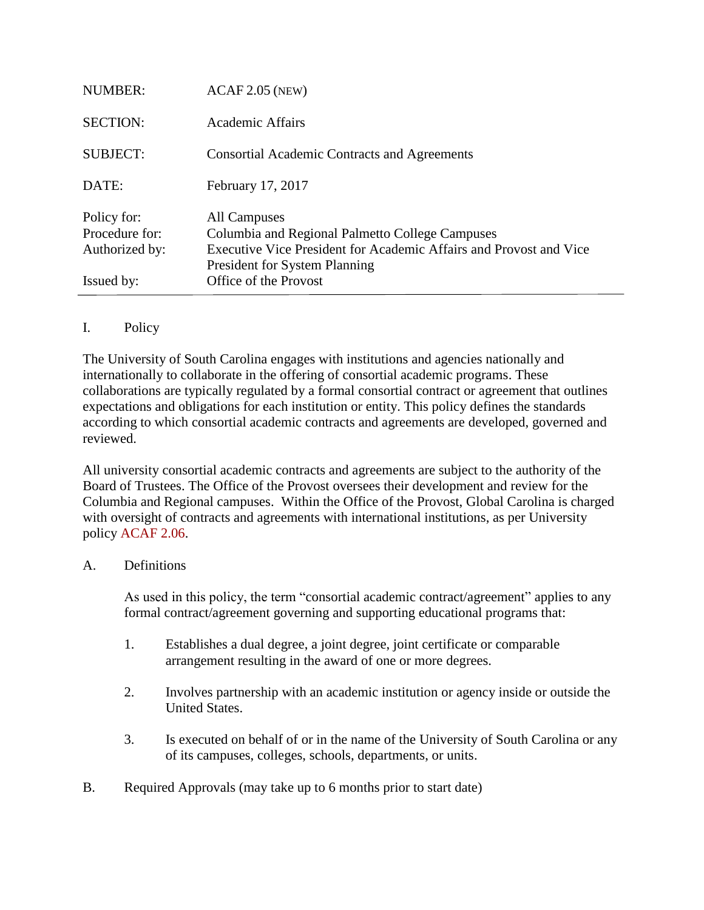| | |
|---|---|
| NUMBER: | ACAF 2.05 (NEW) |
| SECTION: | Academic Affairs |
| SUBJECT: | Consortial Academic Contracts and Agreements |
| DATE: | February 17, 2017 |
| Policy for: | All Campuses |
| Procedure for: | Columbia and Regional Palmetto College Campuses |
| Authorized by: | Executive Vice President for Academic Affairs and Provost and Vice President for System Planning |
| Issued by: | Office of the Provost |

---

## I. Policy

The University of South Carolina engages with institutions and agencies nationally and internationally to collaborate in the offering of consortial academic programs. These collaborations are typically regulated by a formal consortial contract or agreement that outlines expectations and obligations for each institution or entity. This policy defines the standards according to which consortial academic contracts and agreements are developed, governed and reviewed.

All university consortial academic contracts and agreements are subject to the authority of the Board of Trustees. The Office of the Provost oversees their development and review for the Columbia and Regional campuses. Within the Office of the Provost, Global Carolina is charged with oversight of contracts and agreements with international institutions, as per University policy ACAF 2.06.

### A. Definitions

As used in this policy, the term "consortial academic contract/agreement" applies to any formal contract/agreement governing and supporting educational programs that:

1. Establishes a dual degree, a joint degree, joint certificate or comparable arrangement resulting in the award of one or more degrees.

2. Involves partnership with an academic institution or agency inside or outside the United States.

3. Is executed on behalf of or in the name of the University of South Carolina or any of its campuses, colleges, schools, departments, or units.

### B. Required Approvals (may take up to 6 months prior to start date)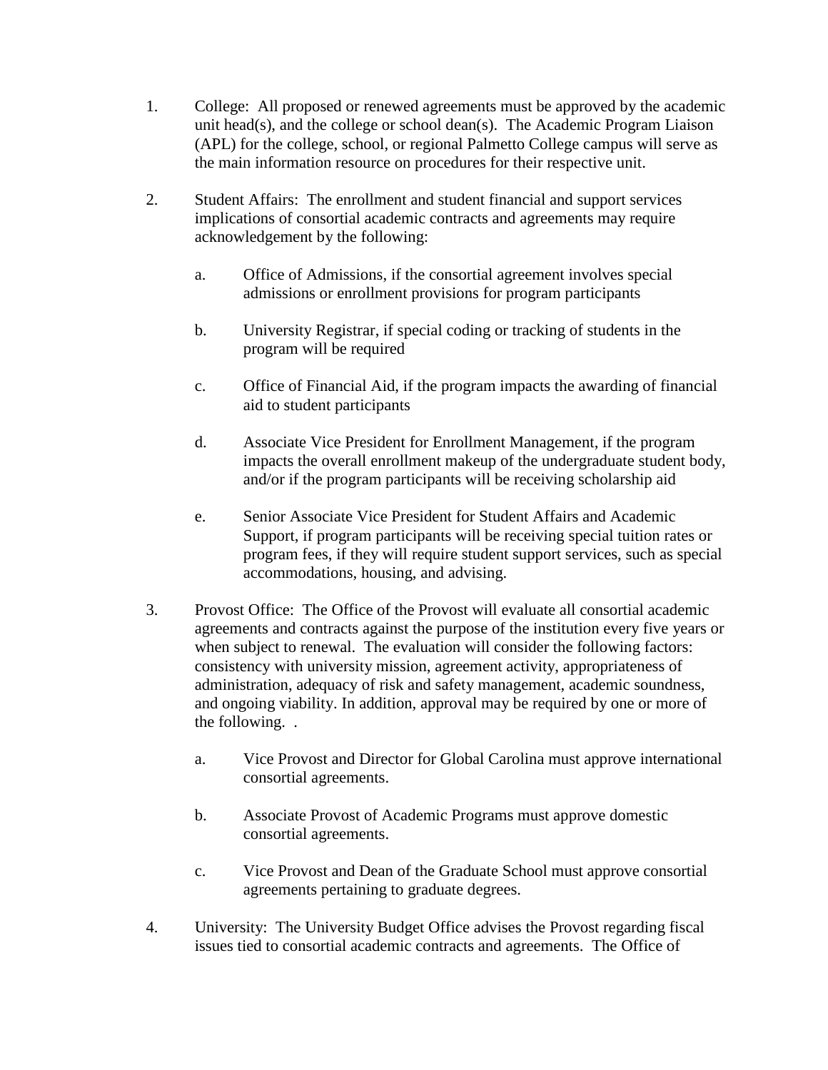1. College: All proposed or renewed agreements must be approved by the academic unit head(s), and the college or school dean(s). The Academic Program Liaison (APL) for the college, school, or regional Palmetto College campus will serve as the main information resource on procedures for their respective unit.

2. Student Affairs: The enrollment and student financial and support services implications of consortial academic contracts and agreements may require acknowledgement by the following:

   a. Office of Admissions, if the consortial agreement involves special admissions or enrollment provisions for program participants

   b. University Registrar, if special coding or tracking of students in the program will be required

   c. Office of Financial Aid, if the program impacts the awarding of financial aid to student participants

   d. Associate Vice President for Enrollment Management, if the program impacts the overall enrollment makeup of the undergraduate student body, and/or if the program participants will be receiving scholarship aid

   e. Senior Associate Vice President for Student Affairs and Academic Support, if program participants will be receiving special tuition rates or program fees, if they will require student support services, such as special accommodations, housing, and advising.

3. Provost Office: The Office of the Provost will evaluate all consortial academic agreements and contracts against the purpose of the institution every five years or when subject to renewal. The evaluation will consider the following factors: consistency with university mission, agreement activity, appropriateness of administration, adequacy of risk and safety management, academic soundness, and ongoing viability. In addition, approval may be required by one or more of the following. .

   a. Vice Provost and Director for Global Carolina must approve international consortial agreements.

   b. Associate Provost of Academic Programs must approve domestic consortial agreements.

   c. Vice Provost and Dean of the Graduate School must approve consortial agreements pertaining to graduate degrees.

4. University: The University Budget Office advises the Provost regarding fiscal issues tied to consortial academic contracts and agreements. The Office of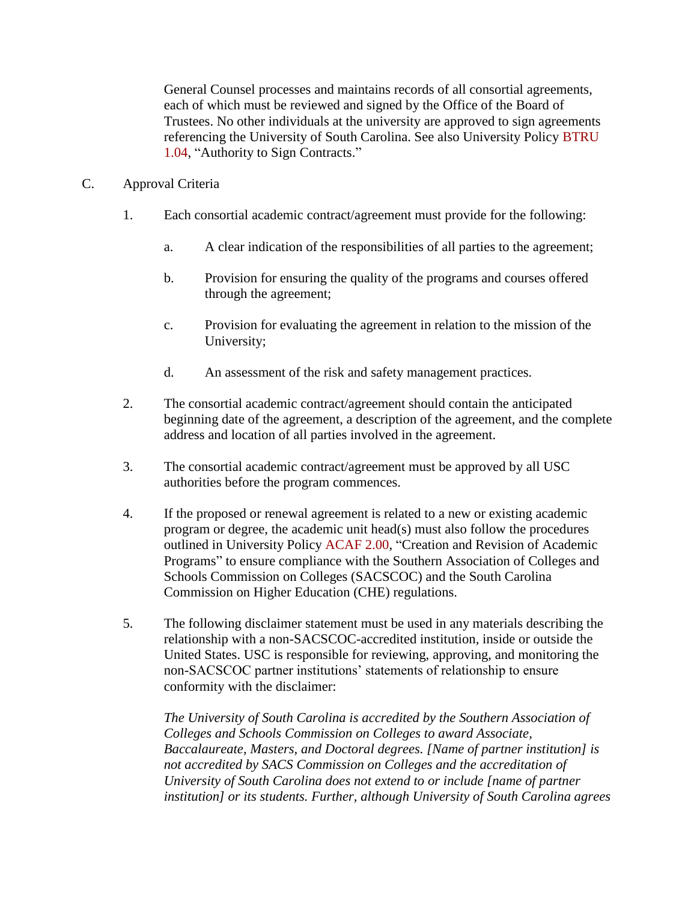General Counsel processes and maintains records of all consortial agreements, each of which must be reviewed and signed by the Office of the Board of Trustees. No other individuals at the university are approved to sign agreements referencing the University of South Carolina. See also University Policy BTRU 1.04, "Authority to Sign Contracts."

C. Approval Criteria

1. Each consortial academic contract/agreement must provide for the following:

   a. A clear indication of the responsibilities of all parties to the agreement;

   b. Provision for ensuring the quality of the programs and courses offered through the agreement;

   c. Provision for evaluating the agreement in relation to the mission of the University;

   d. An assessment of the risk and safety management practices.

2. The consortial academic contract/agreement should contain the anticipated beginning date of the agreement, a description of the agreement, and the complete address and location of all parties involved in the agreement.

3. The consortial academic contract/agreement must be approved by all USC authorities before the program commences.

4. If the proposed or renewal agreement is related to a new or existing academic program or degree, the academic unit head(s) must also follow the procedures outlined in University Policy ACAF 2.00, "Creation and Revision of Academic Programs" to ensure compliance with the Southern Association of Colleges and Schools Commission on Colleges (SACSCOC) and the South Carolina Commission on Higher Education (CHE) regulations.

5. The following disclaimer statement must be used in any materials describing the relationship with a non-SACSCOC-accredited institution, inside or outside the United States. USC is responsible for reviewing, approving, and monitoring the non-SACSCOC partner institutions' statements of relationship to ensure conformity with the disclaimer:

   *The University of South Carolina is accredited by the Southern Association of Colleges and Schools Commission on Colleges to award Associate, Baccalaureate, Masters, and Doctoral degrees. [Name of partner institution] is not accredited by SACS Commission on Colleges and the accreditation of University of South Carolina does not extend to or include [name of partner institution] or its students. Further, although University of South Carolina agrees*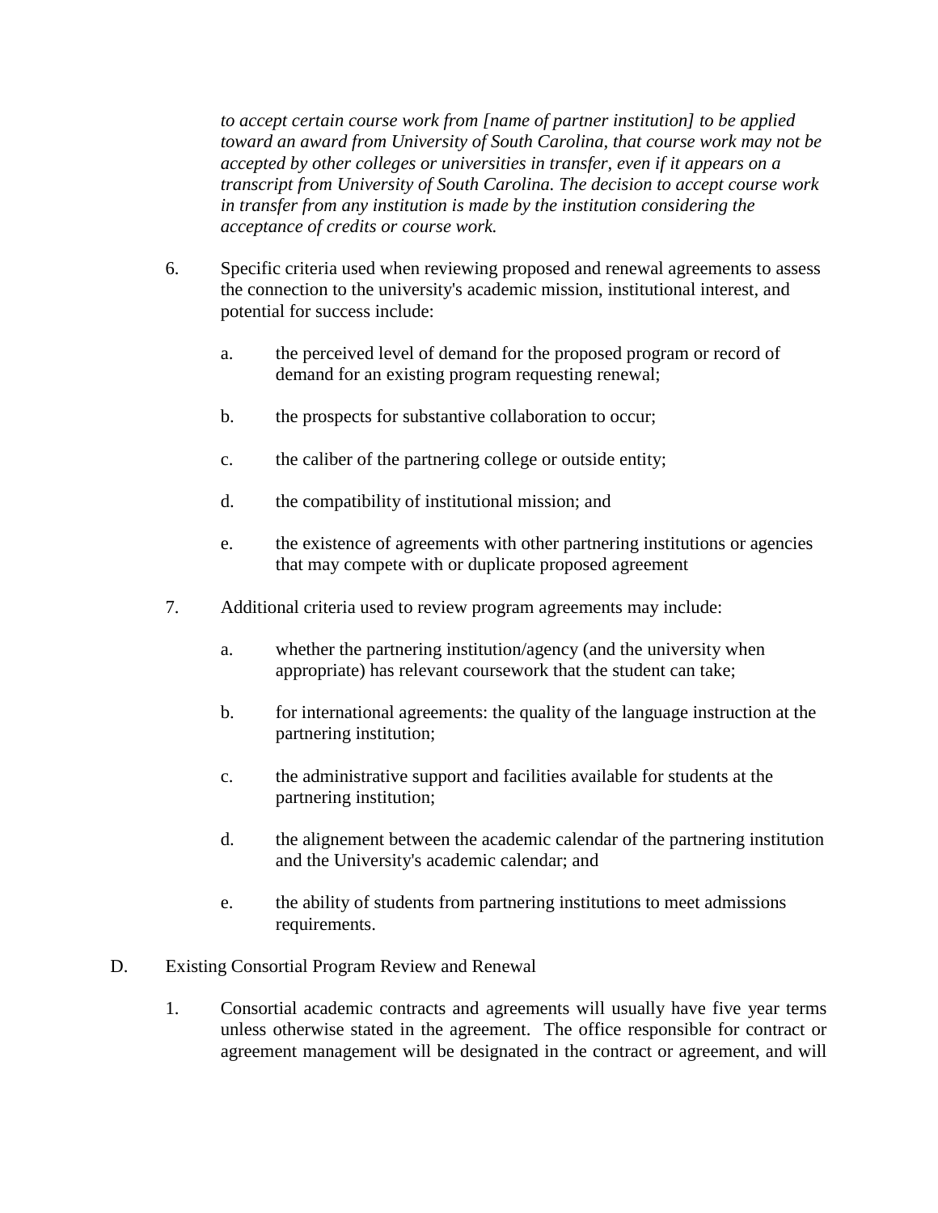*to accept certain course work from [name of partner institution] to be applied toward an award from University of South Carolina, that course work may not be accepted by other colleges or universities in transfer, even if it appears on a transcript from University of South Carolina. The decision to accept course work in transfer from any institution is made by the institution considering the acceptance of credits or course work.*

6. Specific criteria used when reviewing proposed and renewal agreements to assess the connection to the university's academic mission, institutional interest, and potential for success include:

    a. the perceived level of demand for the proposed program or record of demand for an existing program requesting renewal;

    b. the prospects for substantive collaboration to occur;

    c. the caliber of the partnering college or outside entity;

    d. the compatibility of institutional mission; and

    e. the existence of agreements with other partnering institutions or agencies that may compete with or duplicate proposed agreement

7. Additional criteria used to review program agreements may include:

    a. whether the partnering institution/agency (and the university when appropriate) has relevant coursework that the student can take;

    b. for international agreements: the quality of the language instruction at the partnering institution;

    c. the administrative support and facilities available for students at the partnering institution;

    d. the alignement between the academic calendar of the partnering institution and the University's academic calendar; and

    e. the ability of students from partnering institutions to meet admissions requirements.

D. Existing Consortial Program Review and Renewal

1. Consortial academic contracts and agreements will usually have five year terms unless otherwise stated in the agreement. The office responsible for contract or agreement management will be designated in the contract or agreement, and will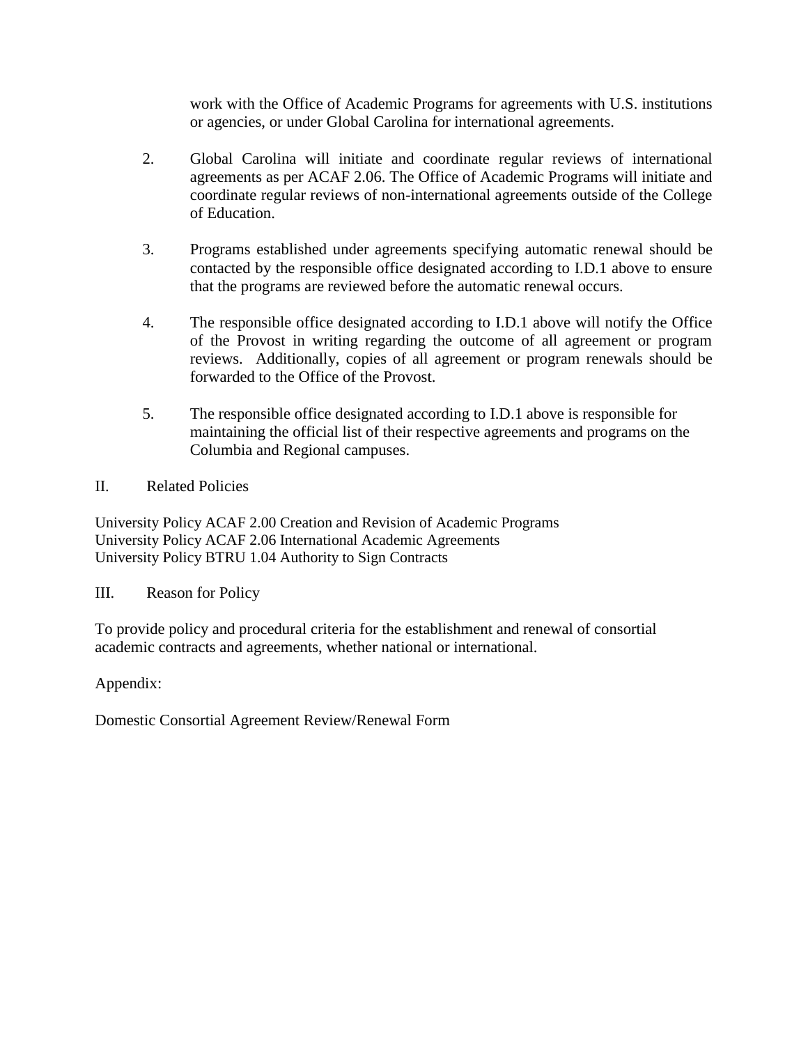work with the Office of Academic Programs for agreements with U.S. institutions or agencies, or under Global Carolina for international agreements.

2. Global Carolina will initiate and coordinate regular reviews of international agreements as per ACAF 2.06. The Office of Academic Programs will initiate and coordinate regular reviews of non-international agreements outside of the College of Education.

3. Programs established under agreements specifying automatic renewal should be contacted by the responsible office designated according to I.D.1 above to ensure that the programs are reviewed before the automatic renewal occurs.

4. The responsible office designated according to I.D.1 above will notify the Office of the Provost in writing regarding the outcome of all agreement or program reviews. Additionally, copies of all agreement or program renewals should be forwarded to the Office of the Provost.

5. The responsible office designated according to I.D.1 above is responsible for maintaining the official list of their respective agreements and programs on the Columbia and Regional campuses.

## II. Related Policies

University Policy ACAF 2.00 Creation and Revision of Academic Programs
University Policy ACAF 2.06 International Academic Agreements
University Policy BTRU 1.04 Authority to Sign Contracts

## III. Reason for Policy

To provide policy and procedural criteria for the establishment and renewal of consortial academic contracts and agreements, whether national or international.

Appendix:

Domestic Consortial Agreement Review/Renewal Form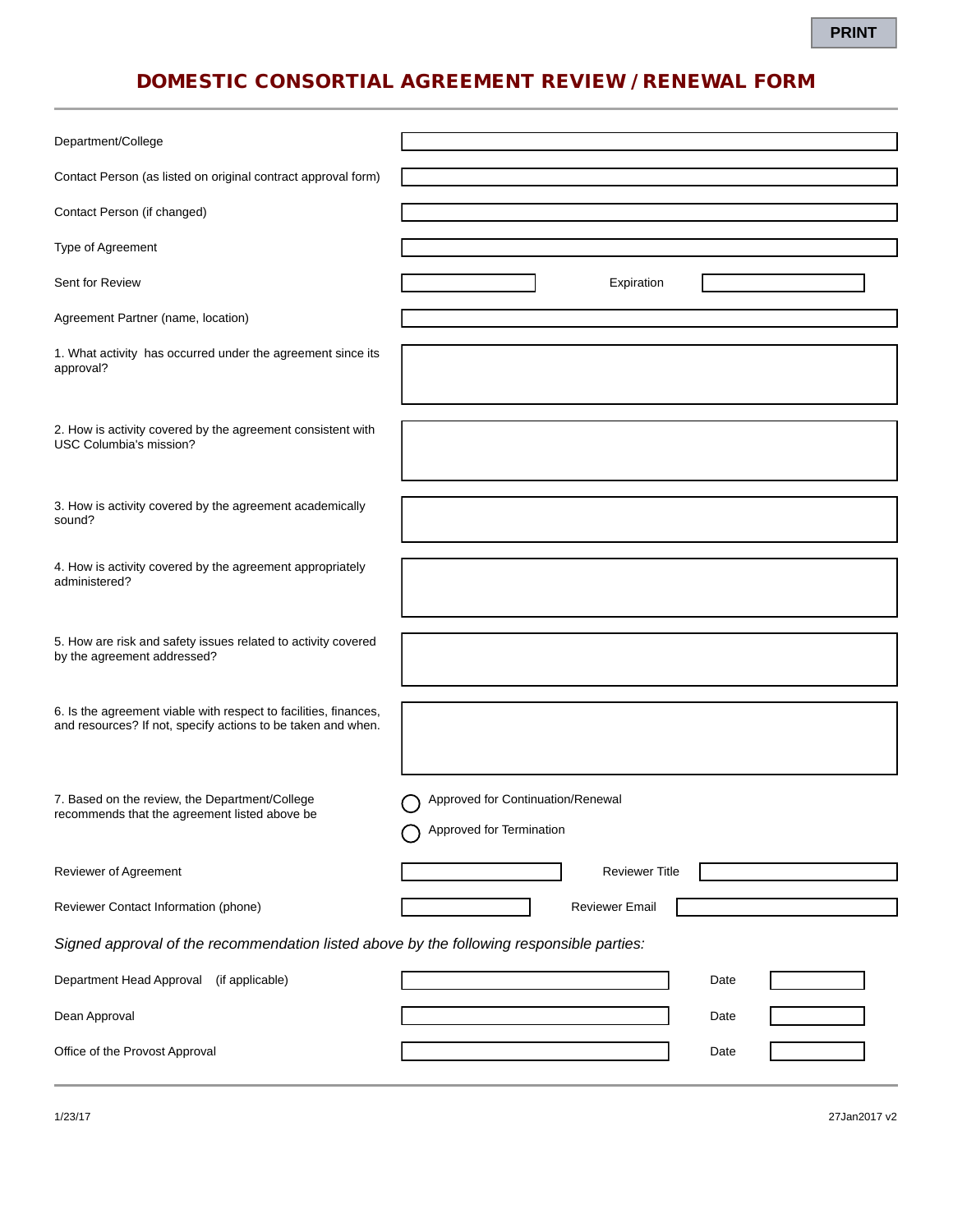# DOMESTIC CONSORTIAL AGREEMENT REVIEW / RENEWAL FORM

Department/College

Contact Person (as listed on original contract approval form)

Contact Person (if changed)

Type of Agreement

Sent for Review  Expiration

Agreement Partner (name, location)

1. What activity has occurred under the agreement since its approval?

2. How is activity covered by the agreement consistent with USC Columbia's mission?

3. How is activity covered by the agreement academically sound?

4. How is activity covered by the agreement appropriately administered?

5. How are risk and safety issues related to activity covered by the agreement addressed?

6. Is the agreement viable with respect to facilities, finances, and resources? If not, specify actions to be taken and when.

7. Based on the review, the Department/College recommends that the agreement listed above be

- ◯ Approved for Continuation/Renewal
- ◯ Approved for Termination

Reviewer of Agreement  Reviewer Title

Reviewer Contact Information (phone)  Reviewer Email

*Signed approval of the recommendation listed above by the following responsible parties:*

Department Head Approval (if applicable)  Date

Dean Approval  Date

Office of the Provost Approval  Date

1/23/17  27Jan2017 v2